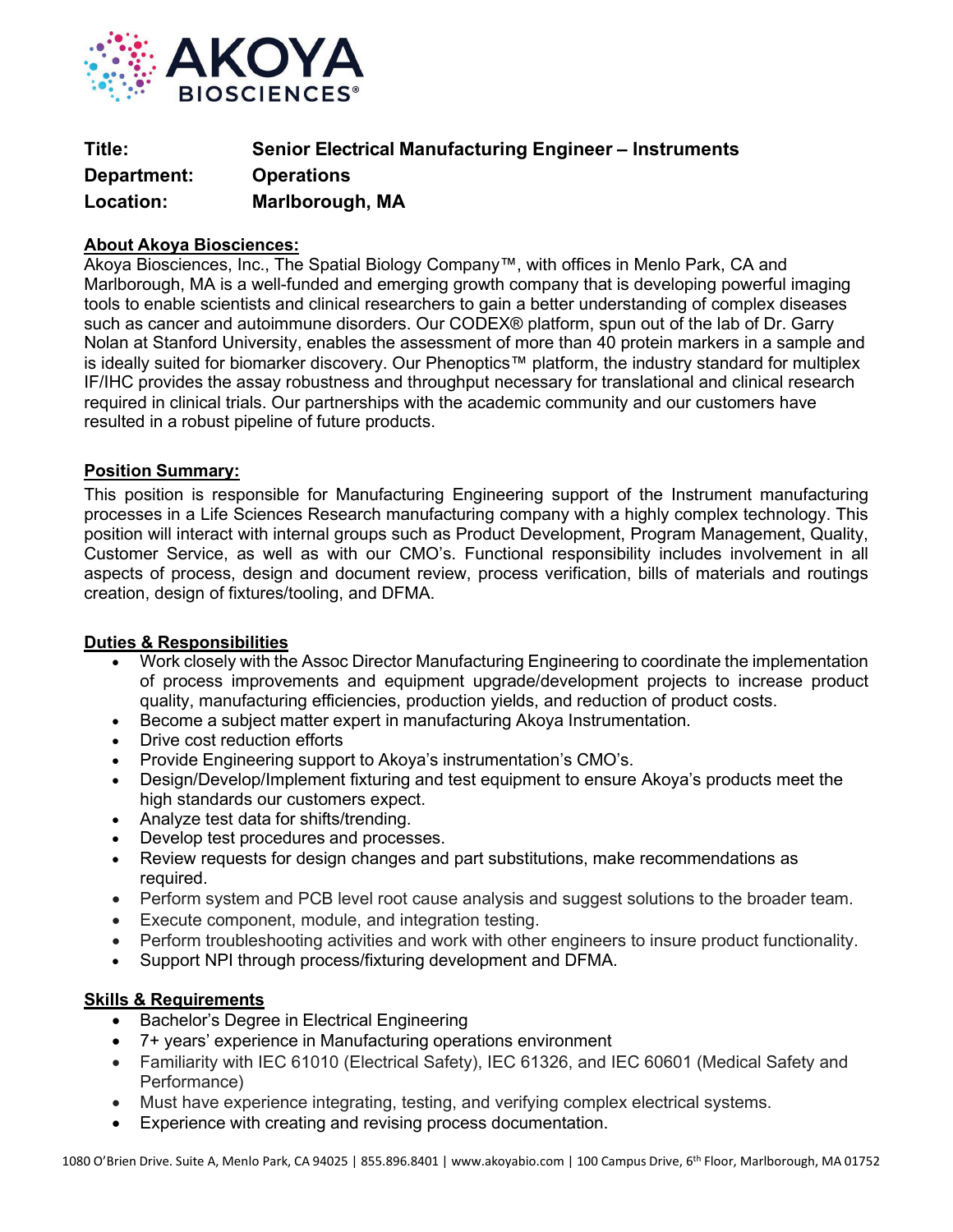**Title:** **Senior Electrical Manufacturing Engineer – Instruments**
**Department:** **Operations**
**Location:** **Marlborough, MA**

## About Akoya Biosciences:

Akoya Biosciences, Inc., The Spatial Biology Company™, with offices in Menlo Park, CA and Marlborough, MA is a well-funded and emerging growth company that is developing powerful imaging tools to enable scientists and clinical researchers to gain a better understanding of complex diseases such as cancer and autoimmune disorders. Our CODEX® platform, spun out of the lab of Dr. Garry Nolan at Stanford University, enables the assessment of more than 40 protein markers in a sample and is ideally suited for biomarker discovery. Our Phenoptics™ platform, the industry standard for multiplex IF/IHC provides the assay robustness and throughput necessary for translational and clinical research required in clinical trials. Our partnerships with the academic community and our customers have resulted in a robust pipeline of future products.

## Position Summary:

This position is responsible for Manufacturing Engineering support of the Instrument manufacturing processes in a Life Sciences Research manufacturing company with a highly complex technology. This position will interact with internal groups such as Product Development, Program Management, Quality, Customer Service, as well as with our CMO's. Functional responsibility includes involvement in all aspects of process, design and document review, process verification, bills of materials and routings creation, design of fixtures/tooling, and DFMA.

## Duties & Responsibilities

- Work closely with the Assoc Director Manufacturing Engineering to coordinate the implementation of process improvements and equipment upgrade/development projects to increase product quality, manufacturing efficiencies, production yields, and reduction of product costs.
- Become a subject matter expert in manufacturing Akoya Instrumentation.
- Drive cost reduction efforts
- Provide Engineering support to Akoya's instrumentation's CMO's.
- Design/Develop/Implement fixturing and test equipment to ensure Akoya's products meet the high standards our customers expect.
- Analyze test data for shifts/trending.
- Develop test procedures and processes.
- Review requests for design changes and part substitutions, make recommendations as required.
- Perform system and PCB level root cause analysis and suggest solutions to the broader team.
- Execute component, module, and integration testing.
- Perform troubleshooting activities and work with other engineers to insure product functionality.
- Support NPI through process/fixturing development and DFMA.

## Skills & Requirements

- Bachelor's Degree in Electrical Engineering
- 7+ years' experience in Manufacturing operations environment
- Familiarity with IEC 61010 (Electrical Safety), IEC 61326, and IEC 60601 (Medical Safety and Performance)
- Must have experience integrating, testing, and verifying complex electrical systems.
- Experience with creating and revising process documentation.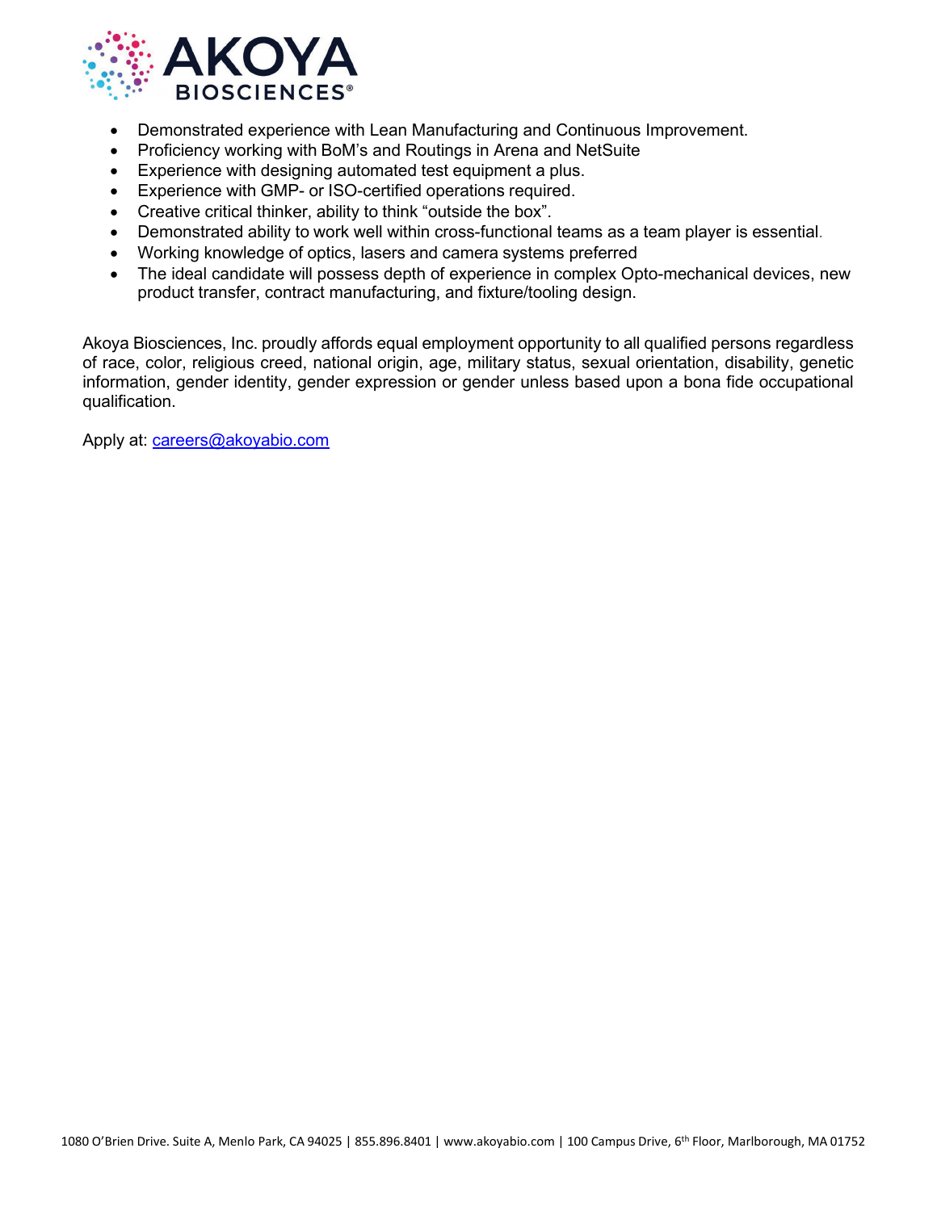- Demonstrated experience with Lean Manufacturing and Continuous Improvement.
- Proficiency working with BoM's and Routings in Arena and NetSuite
- Experience with designing automated test equipment a plus.
- Experience with GMP- or ISO-certified operations required.
- Creative critical thinker, ability to think "outside the box".
- Demonstrated ability to work well within cross-functional teams as a team player is essential.
- Working knowledge of optics, lasers and camera systems preferred
- The ideal candidate will possess depth of experience in complex Opto-mechanical devices, new product transfer, contract manufacturing, and fixture/tooling design.

Akoya Biosciences, Inc. proudly affords equal employment opportunity to all qualified persons regardless of race, color, religious creed, national origin, age, military status, sexual orientation, disability, genetic information, gender identity, gender expression or gender unless based upon a bona fide occupational qualification.

Apply at: careers@akoyabio.com